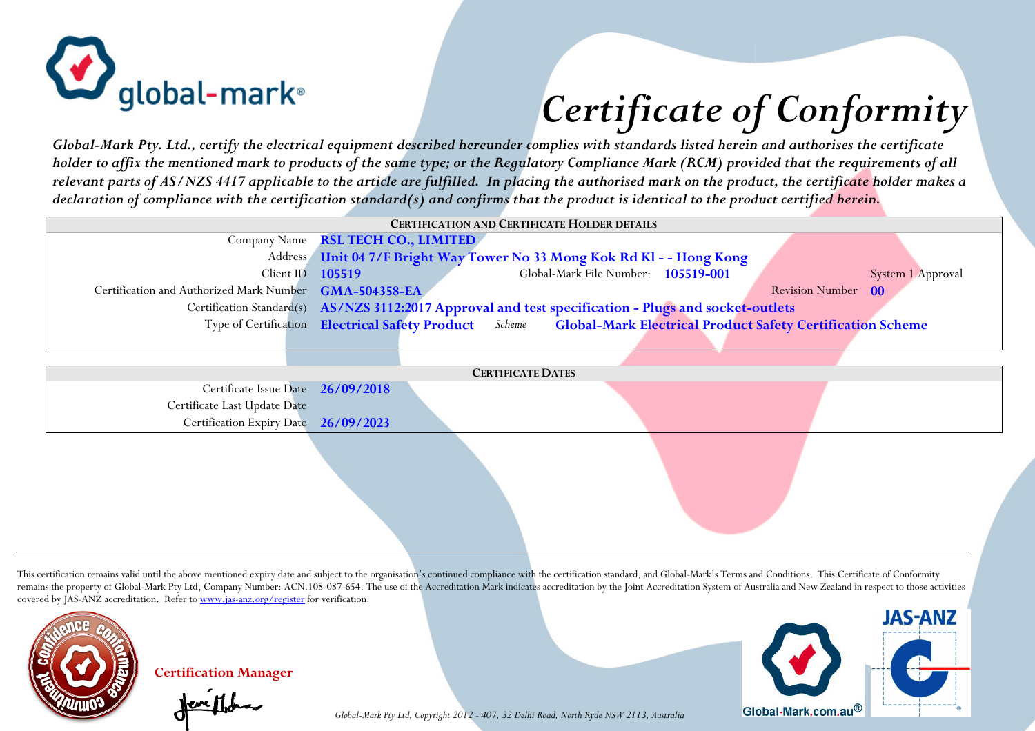# Certificate of Conformity

*Global-Mark Pty. Ltd., certify the electrical equipment described hereunder complies with standards listed herein and authorises the certificate holder to affix the mentioned mark to products of the same type; or the Regulatory Compliance Mark (RCM) provided that the requirements of all relevant parts of AS/NZS 4417 applicable to the article are fulfilled. In placing the authorised mark on the product, the certificate holder makes a declaration of compliance with the certification standard(s) and confirms that the product is identical to the product certified herein.*

| CERTIFICATION AND CERTIFICATE HOLDER DETAILS | |
|---|---|
| Company Name | **RSL TECH CO., LIMITED** |
| Address | **Unit 04 7/F Bright Way Tower No 33 Mong Kok Rd Kl - - Hong Kong** |
| Client ID | **105519** Global-Mark File Number: **105519-001** System 1 Approval |
| Certification and Authorized Mark Number | **GMA-504358-EA** Revision Number **00** |
| Certification Standard(s) | **AS/NZS 3112:2017 Approval and test specification - Plugs and socket-outlets** |
| Type of Certification | **Electrical Safety Product** *Scheme* **Global-Mark Electrical Product Safety Certification Scheme** |

| CERTIFICATE DATES | |
|---|---|
| Certificate Issue Date | **26/09/2018** |
| Certificate Last Update Date | |
| Certification Expiry Date | **26/09/2023** |

This certification remains valid until the above mentioned expiry date and subject to the organisation's continued compliance with the certification standard, and Global-Mark's Terms and Conditions. This Certificate of Conformity remains the property of Global-Mark Pty Ltd, Company Number: ACN.108-087-654. The use of the Accreditation Mark indicates accreditation by the Joint Accreditation System of Australia and New Zealand in respect to those activities covered by JAS-ANZ accreditation. Refer to www.jas-anz.org/register for verification.

**Certification Manager**

*Global-Mark Pty Ltd, Copyright 2012 - 407, 32 Delhi Road, North Ryde NSW 2113, Australia*

Global-Mark.com.au®

JAS-ANZ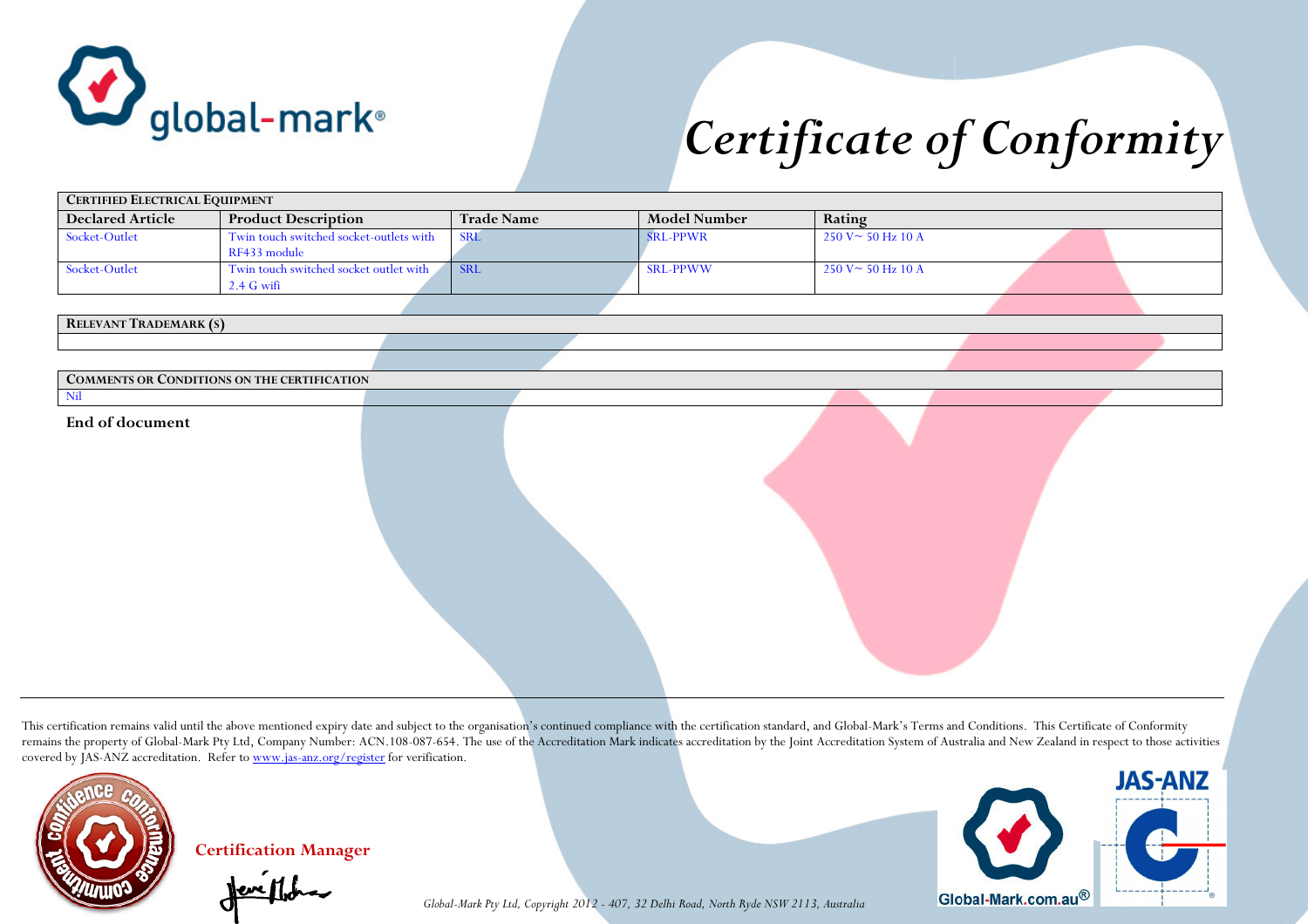# Certificate of Conformity

| **Certified Electrical Equipment** | | | | |
|---|---|---|---|---|
| **Declared Article** | **Product Description** | **Trade Name** | **Model Number** | **Rating** |
| Socket-Outlet | Twin touch switched socket-outlets with RF433 module | SRL | SRL-PPWR | 250 V~ 50 Hz 10 A |
| Socket-Outlet | Twin touch switched socket outlet with 2.4 G wifi | SRL | SRL-PPWW | 250 V~ 50 Hz 10 A |

| **Relevant Trademark (s)** |
|---|
| |

| **Comments or Conditions on the Certification** |
|---|
| Nil |

**End of document**

This certification remains valid until the above mentioned expiry date and subject to the organisation's continued compliance with the certification standard, and Global-Mark's Terms and Conditions. This Certificate of Conformity remains the property of Global-Mark Pty Ltd, Company Number: ACN.108-087-654. The use of the Accreditation Mark indicates accreditation by the Joint Accreditation System of Australia and New Zealand in respect to those activities covered by JAS-ANZ accreditation. Refer to www.jas-anz.org/register for verification.

**Certification Manager**

*Global-Mark Pty Ltd, Copyright 2012 - 407, 32 Delhi Road, North Ryde NSW 2113, Australia*

Global-Mark.com.au®

JAS-ANZ